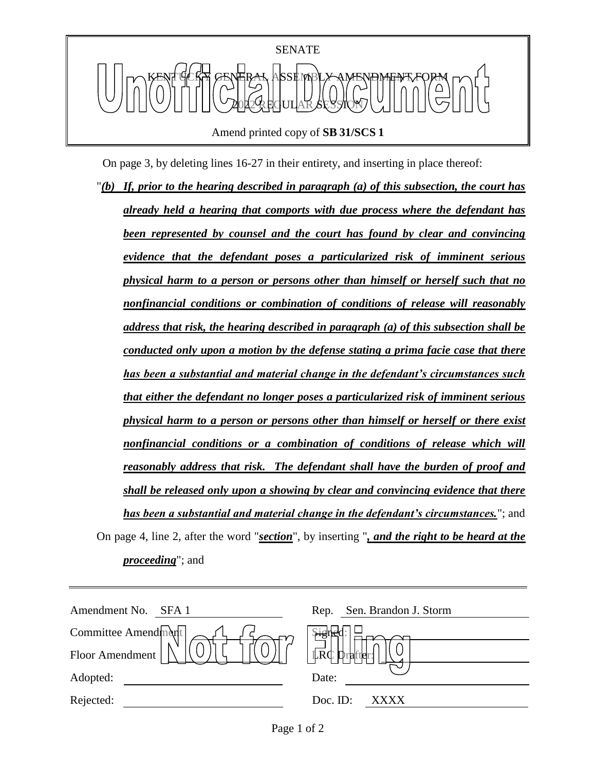SENATE

KENTUCKY GENERAL ASSEMBLY AMENDMENT FORM

2022 REGULAR SESSION

Amend printed copy of **SB 31/SCS 1**

On page 3, by deleting lines 16-27 in their entirety, and inserting in place thereof:

"***(b) If, prior to the hearing described in paragraph (a) of this subsection, the court has already held a hearing that comports with due process where the defendant has been represented by counsel and the court has found by clear and convincing evidence that the defendant poses a particularized risk of imminent serious physical harm to a person or persons other than himself or herself such that no nonfinancial conditions or combination of conditions of release will reasonably address that risk, the hearing described in paragraph (a) of this subsection shall be conducted only upon a motion by the defense stating a prima facie case that there has been a substantial and material change in the defendant's circumstances such that either the defendant no longer poses a particularized risk of imminent serious physical harm to a person or persons other than himself or herself or there exist nonfinancial conditions or a combination of conditions of release which will reasonably address that risk. The defendant shall have the burden of proof and shall be released only upon a showing by clear and convincing evidence that there has been a substantial and material change in the defendant's circumstances.***"; and

On page 4, line 2, after the word "***section***", by inserting "***, and the right to be heard at the proceeding***"; and

| | | | |
|---|---|---|---|
| Amendment No. | SFA 1 | Rep. | Sen. Brandon J. Storm |
| Committee Amendment | | Signed: | |
| Floor Amendment | | LRC Drafter: | |
| Adopted: | | Date: | |
| Rejected: | | Doc. ID: | XXXX |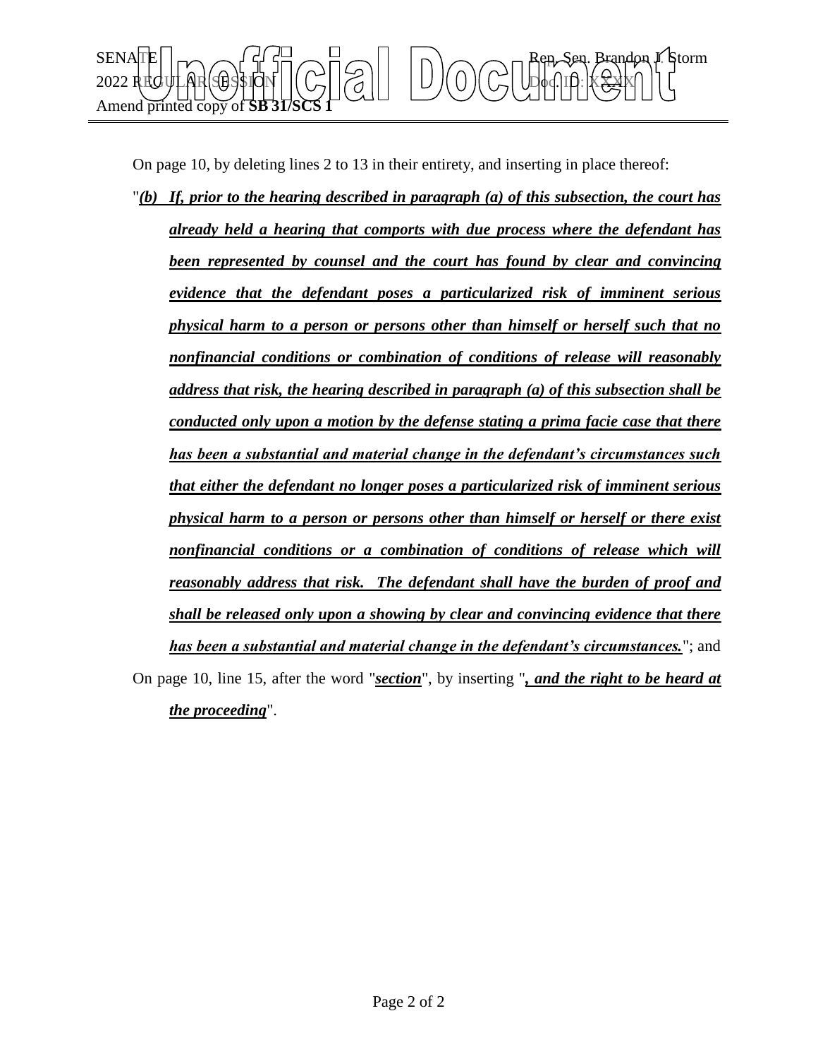On page 10, by deleting lines 2 to 13 in their entirety, and inserting in place thereof:

"***(b) If, prior to the hearing described in paragraph (a) of this subsection, the court has already held a hearing that comports with due process where the defendant has been represented by counsel and the court has found by clear and convincing evidence that the defendant poses a particularized risk of imminent serious physical harm to a person or persons other than himself or herself such that no nonfinancial conditions or combination of conditions of release will reasonably address that risk, the hearing described in paragraph (a) of this subsection shall be conducted only upon a motion by the defense stating a prima facie case that there has been a substantial and material change in the defendant's circumstances such that either the defendant no longer poses a particularized risk of imminent serious physical harm to a person or persons other than himself or herself or there exist nonfinancial conditions or a combination of conditions of release which will reasonably address that risk. The defendant shall have the burden of proof and shall be released only upon a showing by clear and convincing evidence that there has been a substantial and material change in the defendant's circumstances.***"; and

On page 10, line 15, after the word "***section***", by inserting "***, and the right to be heard at the proceeding***".